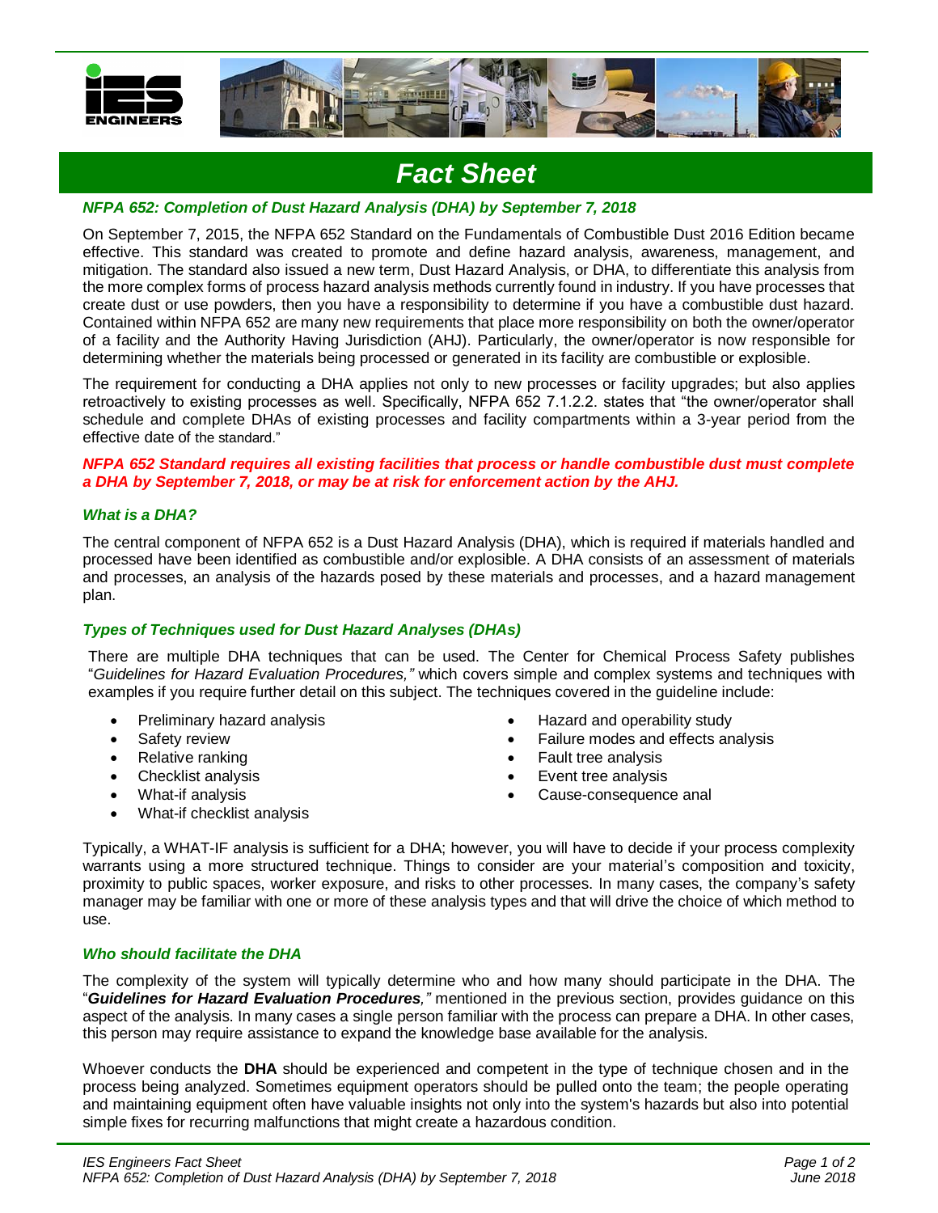# Fact Sheet

### *NFPA 652: Completion of Dust Hazard Analysis (DHA) by September 7, 2018*

On September 7, 2015, the NFPA 652 Standard on the Fundamentals of Combustible Dust 2016 Edition became effective. This standard was created to promote and define hazard analysis, awareness, management, and mitigation. The standard also issued a new term, Dust Hazard Analysis, or DHA, to differentiate this analysis from the more complex forms of process hazard analysis methods currently found in industry. If you have processes that create dust or use powders, then you have a responsibility to determine if you have a combustible dust hazard. Contained within NFPA 652 are many new requirements that place more responsibility on both the owner/operator of a facility and the Authority Having Jurisdiction (AHJ). Particularly, the owner/operator is now responsible for determining whether the materials being processed or generated in its facility are combustible or explosible.

The requirement for conducting a DHA applies not only to new processes or facility upgrades; but also applies retroactively to existing processes as well. Specifically, NFPA 652 7.1.2.2. states that "the owner/operator shall schedule and complete DHAs of existing processes and facility compartments within a 3-year period from the effective date of the standard."

***NFPA 652 Standard requires all existing facilities that process or handle combustible dust must complete a DHA by September 7, 2018, or may be at risk for enforcement action by the AHJ.***

### *What is a DHA?*

The central component of NFPA 652 is a Dust Hazard Analysis (DHA), which is required if materials handled and processed have been identified as combustible and/or explosible. A DHA consists of an assessment of materials and processes, an analysis of the hazards posed by these materials and processes, and a hazard management plan.

### *Types of Techniques used for Dust Hazard Analyses (DHAs)*

There are multiple DHA techniques that can be used. The Center for Chemical Process Safety publishes "*Guidelines for Hazard Evaluation Procedures,"* which covers simple and complex systems and techniques with examples if you require further detail on this subject. The techniques covered in the guideline include:

- Preliminary hazard analysis
- Safety review
- Relative ranking
- Checklist analysis
- What-if analysis
- What-if checklist analysis
- Hazard and operability study
- Failure modes and effects analysis
- Fault tree analysis
- Event tree analysis
- Cause-consequence anal

Typically, a WHAT-IF analysis is sufficient for a DHA; however, you will have to decide if your process complexity warrants using a more structured technique. Things to consider are your material's composition and toxicity, proximity to public spaces, worker exposure, and risks to other processes. In many cases, the company's safety manager may be familiar with one or more of these analysis types and that will drive the choice of which method to use.

### *Who should facilitate the DHA*

The complexity of the system will typically determine who and how many should participate in the DHA. The "***Guidelines for Hazard Evaluation Procedures**,"* mentioned in the previous section, provides guidance on this aspect of the analysis. In many cases a single person familiar with the process can prepare a DHA. In other cases, this person may require assistance to expand the knowledge base available for the analysis.

Whoever conducts the **DHA** should be experienced and competent in the type of technique chosen and in the process being analyzed. Sometimes equipment operators should be pulled onto the team; the people operating and maintaining equipment often have valuable insights not only into the system's hazards but also into potential simple fixes for recurring malfunctions that might create a hazardous condition.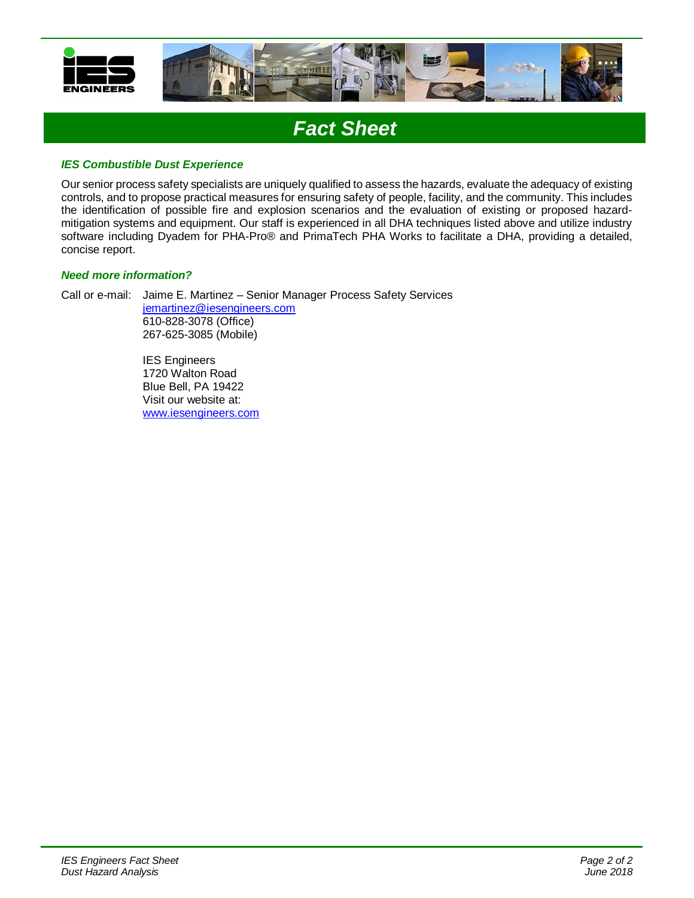# Fact Sheet

### *IES Combustible Dust Experience*

Our senior process safety specialists are uniquely qualified to assess the hazards, evaluate the adequacy of existing controls, and to propose practical measures for ensuring safety of people, facility, and the community. This includes the identification of possible fire and explosion scenarios and the evaluation of existing or proposed hazard-mitigation systems and equipment. Our staff is experienced in all DHA techniques listed above and utilize industry software including Dyadem for PHA-Pro® and PrimaTech PHA Works to facilitate a DHA, providing a detailed, concise report.

### *Need more information?*

Call or e-mail: Jaime E. Martinez – Senior Manager Process Safety Services
jemartinez@iesengineers.com
610-828-3078 (Office)
267-625-3085 (Mobile)

IES Engineers
1720 Walton Road
Blue Bell, PA 19422
Visit our website at:
www.iesengineers.com